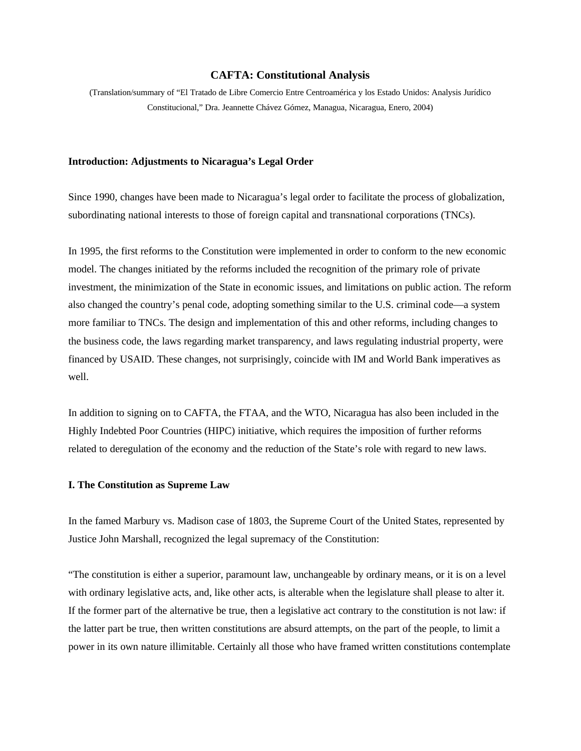# CAFTA: Constitutional Analysis

(Translation/summary of "El Tratado de Libre Comercio Entre Centroamérica y los Estado Unidos: Analysis Jurídico Constitucional," Dra. Jeannette Chávez Gómez, Managua, Nicaragua, Enero, 2004)

**Introduction: Adjustments to Nicaragua's Legal Order**

Since 1990, changes have been made to Nicaragua's legal order to facilitate the process of globalization, subordinating national interests to those of foreign capital and transnational corporations (TNCs).

In 1995, the first reforms to the Constitution were implemented in order to conform to the new economic model. The changes initiated by the reforms included the recognition of the primary role of private investment, the minimization of the State in economic issues, and limitations on public action. The reform also changed the country's penal code, adopting something similar to the U.S. criminal code—a system more familiar to TNCs. The design and implementation of this and other reforms, including changes to the business code, the laws regarding market transparency, and laws regulating industrial property, were financed by USAID. These changes, not surprisingly, coincide with IM and World Bank imperatives as well.

In addition to signing on to CAFTA, the FTAA, and the WTO, Nicaragua has also been included in the Highly Indebted Poor Countries (HIPC) initiative, which requires the imposition of further reforms related to deregulation of the economy and the reduction of the State's role with regard to new laws.

**I. The Constitution as Supreme Law**

In the famed Marbury vs. Madison case of 1803, the Supreme Court of the United States, represented by Justice John Marshall, recognized the legal supremacy of the Constitution:

"The constitution is either a superior, paramount law, unchangeable by ordinary means, or it is on a level with ordinary legislative acts, and, like other acts, is alterable when the legislature shall please to alter it. If the former part of the alternative be true, then a legislative act contrary to the constitution is not law: if the latter part be true, then written constitutions are absurd attempts, on the part of the people, to limit a power in its own nature illimitable. Certainly all those who have framed written constitutions contemplate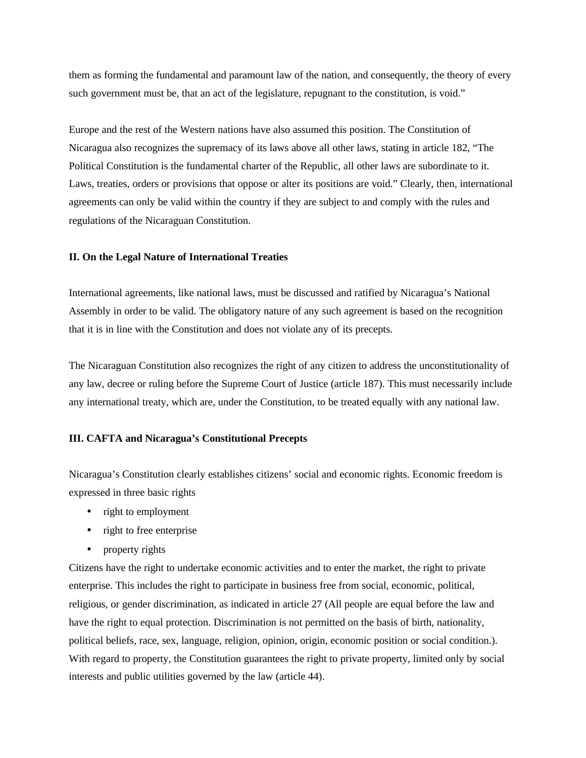them as forming the fundamental and paramount law of the nation, and consequently, the theory of every such government must be, that an act of the legislature, repugnant to the constitution, is void."

Europe and the rest of the Western nations have also assumed this position. The Constitution of Nicaragua also recognizes the supremacy of its laws above all other laws, stating in article 182, "The Political Constitution is the fundamental charter of the Republic, all other laws are subordinate to it. Laws, treaties, orders or provisions that oppose or alter its positions are void." Clearly, then, international agreements can only be valid within the country if they are subject to and comply with the rules and regulations of the Nicaraguan Constitution.

## II. On the Legal Nature of International Treaties

International agreements, like national laws, must be discussed and ratified by Nicaragua's National Assembly in order to be valid. The obligatory nature of any such agreement is based on the recognition that it is in line with the Constitution and does not violate any of its precepts.

The Nicaraguan Constitution also recognizes the right of any citizen to address the unconstitutionality of any law, decree or ruling before the Supreme Court of Justice (article 187). This must necessarily include any international treaty, which are, under the Constitution, to be treated equally with any national law.

## III. CAFTA and Nicaragua's Constitutional Precepts

Nicaragua's Constitution clearly establishes citizens' social and economic rights. Economic freedom is expressed in three basic rights

- right to employment
- right to free enterprise
- property rights

Citizens have the right to undertake economic activities and to enter the market, the right to private enterprise. This includes the right to participate in business free from social, economic, political, religious, or gender discrimination, as indicated in article 27 (All people are equal before the law and have the right to equal protection. Discrimination is not permitted on the basis of birth, nationality, political beliefs, race, sex, language, religion, opinion, origin, economic position or social condition.). With regard to property, the Constitution guarantees the right to private property, limited only by social interests and public utilities governed by the law (article 44).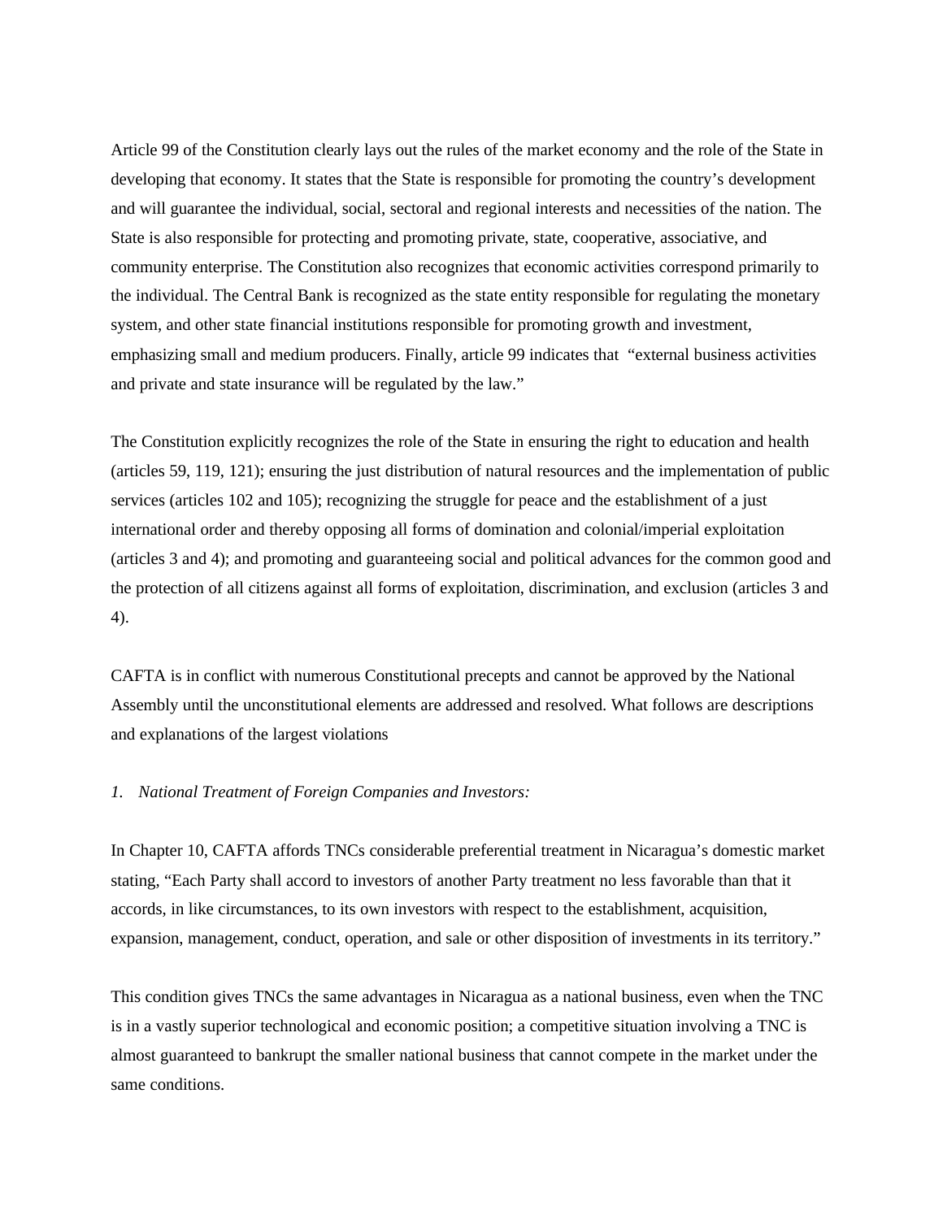Article 99 of the Constitution clearly lays out the rules of the market economy and the role of the State in developing that economy. It states that the State is responsible for promoting the country's development and will guarantee the individual, social, sectoral and regional interests and necessities of the nation. The State is also responsible for protecting and promoting private, state, cooperative, associative, and community enterprise. The Constitution also recognizes that economic activities correspond primarily to the individual. The Central Bank is recognized as the state entity responsible for regulating the monetary system, and other state financial institutions responsible for promoting growth and investment, emphasizing small and medium producers. Finally, article 99 indicates that "external business activities and private and state insurance will be regulated by the law."

The Constitution explicitly recognizes the role of the State in ensuring the right to education and health (articles 59, 119, 121); ensuring the just distribution of natural resources and the implementation of public services (articles 102 and 105); recognizing the struggle for peace and the establishment of a just international order and thereby opposing all forms of domination and colonial/imperial exploitation (articles 3 and 4); and promoting and guaranteeing social and political advances for the common good and the protection of all citizens against all forms of exploitation, discrimination, and exclusion (articles 3 and 4).

CAFTA is in conflict with numerous Constitutional precepts and cannot be approved by the National Assembly until the unconstitutional elements are addressed and resolved. What follows are descriptions and explanations of the largest violations

*1. National Treatment of Foreign Companies and Investors:*

In Chapter 10, CAFTA affords TNCs considerable preferential treatment in Nicaragua's domestic market stating, "Each Party shall accord to investors of another Party treatment no less favorable than that it accords, in like circumstances, to its own investors with respect to the establishment, acquisition, expansion, management, conduct, operation, and sale or other disposition of investments in its territory."

This condition gives TNCs the same advantages in Nicaragua as a national business, even when the TNC is in a vastly superior technological and economic position; a competitive situation involving a TNC is almost guaranteed to bankrupt the smaller national business that cannot compete in the market under the same conditions.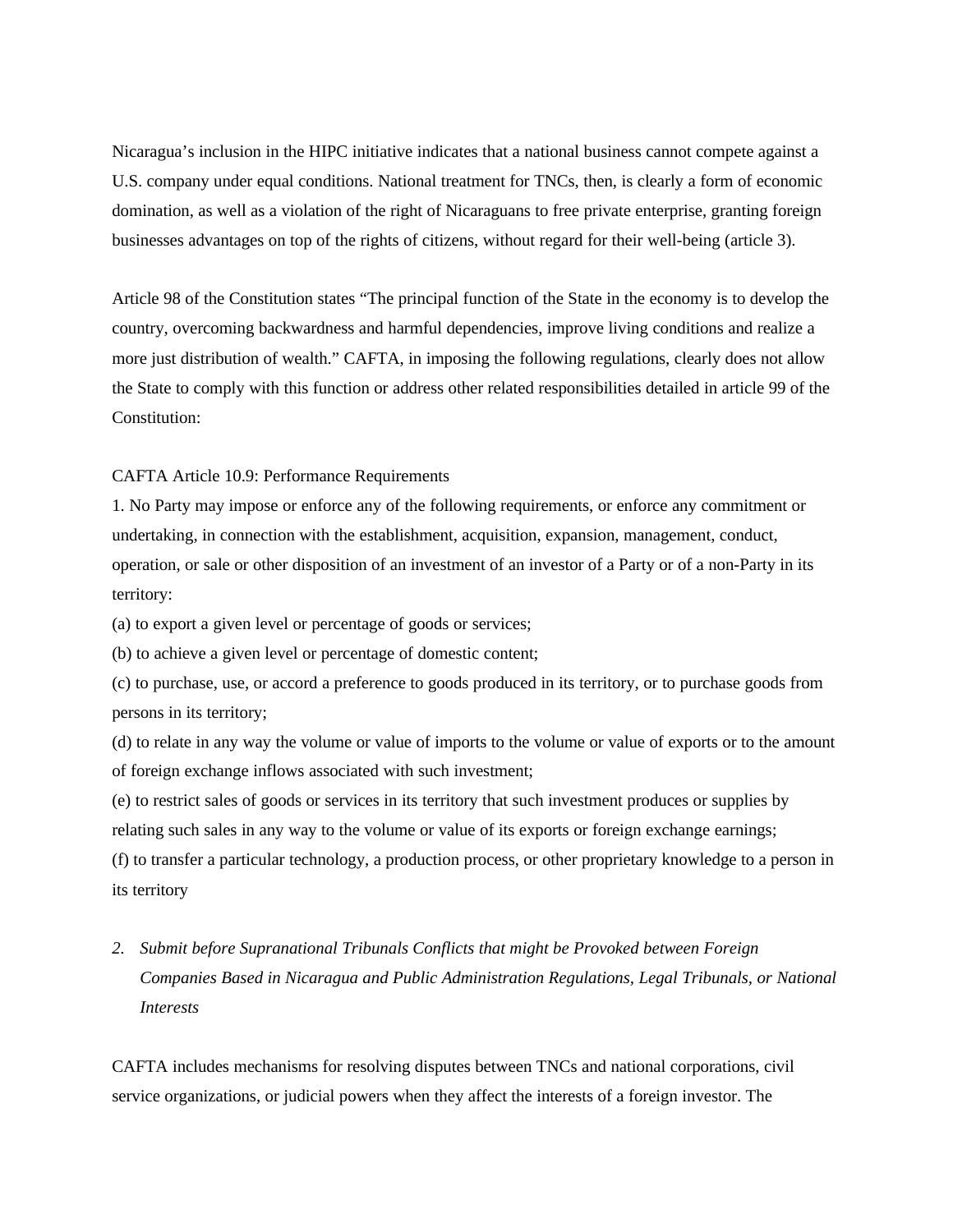Nicaragua's inclusion in the HIPC initiative indicates that a national business cannot compete against a U.S. company under equal conditions. National treatment for TNCs, then, is clearly a form of economic domination, as well as a violation of the right of Nicaraguans to free private enterprise, granting foreign businesses advantages on top of the rights of citizens, without regard for their well-being (article 3).

Article 98 of the Constitution states "The principal function of the State in the economy is to develop the country, overcoming backwardness and harmful dependencies, improve living conditions and realize a more just distribution of wealth." CAFTA, in imposing the following regulations, clearly does not allow the State to comply with this function or address other related responsibilities detailed in article 99 of the Constitution:

CAFTA Article 10.9: Performance Requirements

1. No Party may impose or enforce any of the following requirements, or enforce any commitment or undertaking, in connection with the establishment, acquisition, expansion, management, conduct, operation, or sale or other disposition of an investment of an investor of a Party or of a non-Party in its territory:

(a) to export a given level or percentage of goods or services;

(b) to achieve a given level or percentage of domestic content;

(c) to purchase, use, or accord a preference to goods produced in its territory, or to purchase goods from persons in its territory;

(d) to relate in any way the volume or value of imports to the volume or value of exports or to the amount of foreign exchange inflows associated with such investment;

(e) to restrict sales of goods or services in its territory that such investment produces or supplies by relating such sales in any way to the volume or value of its exports or foreign exchange earnings;

(f) to transfer a particular technology, a production process, or other proprietary knowledge to a person in its territory

2. *Submit before Supranational Tribunals Conflicts that might be Provoked between Foreign Companies Based in Nicaragua and Public Administration Regulations, Legal Tribunals, or National Interests*

CAFTA includes mechanisms for resolving disputes between TNCs and national corporations, civil service organizations, or judicial powers when they affect the interests of a foreign investor. The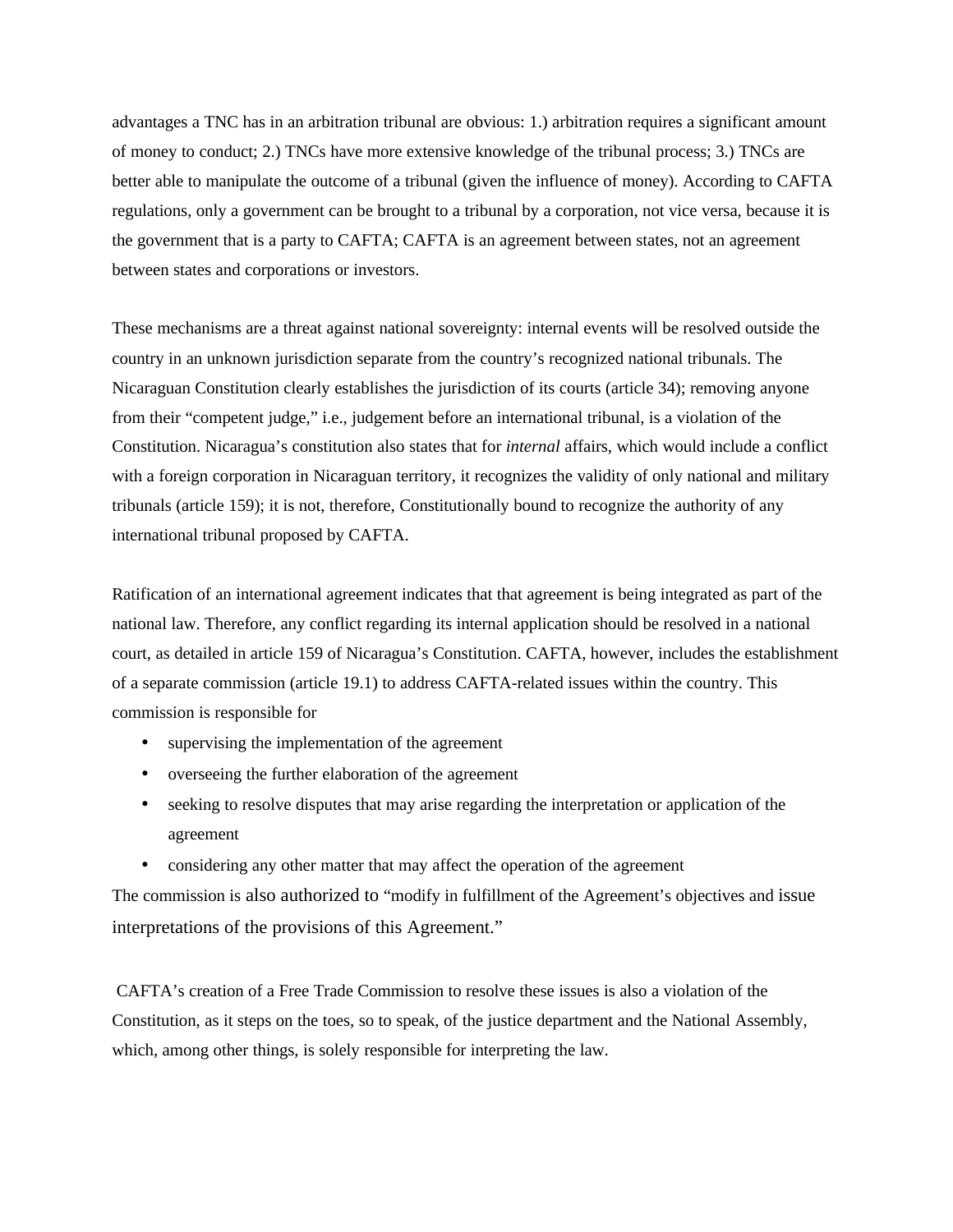advantages a TNC has in an arbitration tribunal are obvious: 1.) arbitration requires a significant amount of money to conduct; 2.) TNCs have more extensive knowledge of the tribunal process; 3.) TNCs are better able to manipulate the outcome of a tribunal (given the influence of money). According to CAFTA regulations, only a government can be brought to a tribunal by a corporation, not vice versa, because it is the government that is a party to CAFTA; CAFTA is an agreement between states, not an agreement between states and corporations or investors.

These mechanisms are a threat against national sovereignty: internal events will be resolved outside the country in an unknown jurisdiction separate from the country's recognized national tribunals. The Nicaraguan Constitution clearly establishes the jurisdiction of its courts (article 34); removing anyone from their "competent judge," i.e., judgement before an international tribunal, is a violation of the Constitution. Nicaragua's constitution also states that for *internal* affairs, which would include a conflict with a foreign corporation in Nicaraguan territory, it recognizes the validity of only national and military tribunals (article 159); it is not, therefore, Constitutionally bound to recognize the authority of any international tribunal proposed by CAFTA.

Ratification of an international agreement indicates that that agreement is being integrated as part of the national law. Therefore, any conflict regarding its internal application should be resolved in a national court, as detailed in article 159 of Nicaragua's Constitution. CAFTA, however, includes the establishment of a separate commission (article 19.1) to address CAFTA-related issues within the country. This commission is responsible for

- supervising the implementation of the agreement
- overseeing the further elaboration of the agreement
- seeking to resolve disputes that may arise regarding the interpretation or application of the agreement
- considering any other matter that may affect the operation of the agreement

The commission is also authorized to "modify in fulfillment of the Agreement's objectives and issue interpretations of the provisions of this Agreement."

CAFTA's creation of a Free Trade Commission to resolve these issues is also a violation of the Constitution, as it steps on the toes, so to speak, of the justice department and the National Assembly, which, among other things, is solely responsible for interpreting the law.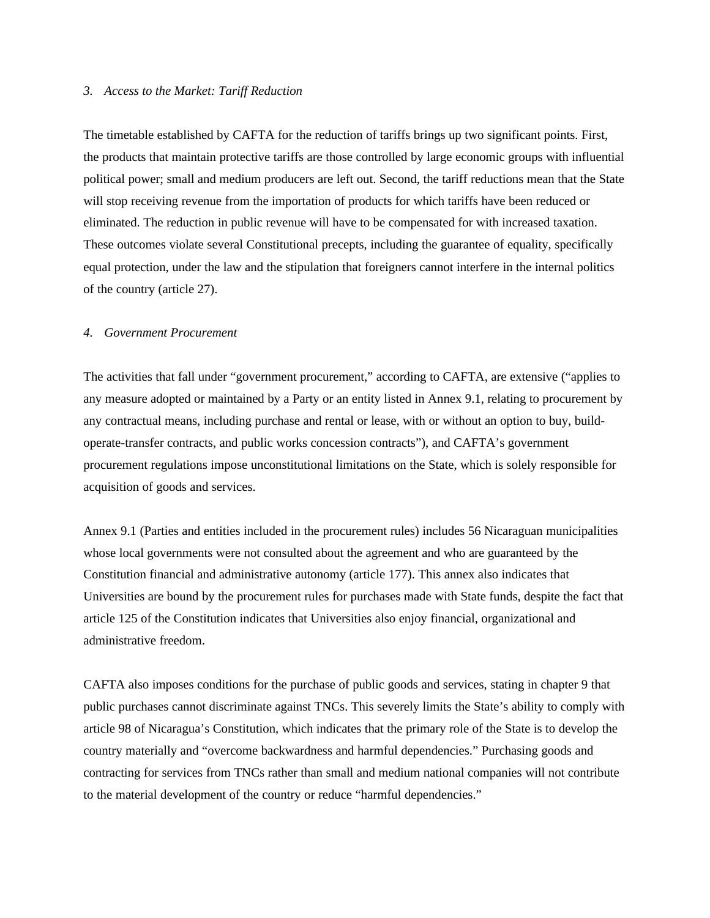### *3. Access to the Market: Tariff Reduction*

The timetable established by CAFTA for the reduction of tariffs brings up two significant points. First, the products that maintain protective tariffs are those controlled by large economic groups with influential political power; small and medium producers are left out. Second, the tariff reductions mean that the State will stop receiving revenue from the importation of products for which tariffs have been reduced or eliminated. The reduction in public revenue will have to be compensated for with increased taxation. These outcomes violate several Constitutional precepts, including the guarantee of equality, specifically equal protection, under the law and the stipulation that foreigners cannot interfere in the internal politics of the country (article 27).

### *4. Government Procurement*

The activities that fall under "government procurement," according to CAFTA, are extensive ("applies to any measure adopted or maintained by a Party or an entity listed in Annex 9.1, relating to procurement by any contractual means, including purchase and rental or lease, with or without an option to buy, build-operate-transfer contracts, and public works concession contracts"), and CAFTA's government procurement regulations impose unconstitutional limitations on the State, which is solely responsible for acquisition of goods and services.

Annex 9.1 (Parties and entities included in the procurement rules) includes 56 Nicaraguan municipalities whose local governments were not consulted about the agreement and who are guaranteed by the Constitution financial and administrative autonomy (article 177). This annex also indicates that Universities are bound by the procurement rules for purchases made with State funds, despite the fact that article 125 of the Constitution indicates that Universities also enjoy financial, organizational and administrative freedom.

CAFTA also imposes conditions for the purchase of public goods and services, stating in chapter 9 that public purchases cannot discriminate against TNCs. This severely limits the State's ability to comply with article 98 of Nicaragua's Constitution, which indicates that the primary role of the State is to develop the country materially and "overcome backwardness and harmful dependencies." Purchasing goods and contracting for services from TNCs rather than small and medium national companies will not contribute to the material development of the country or reduce "harmful dependencies."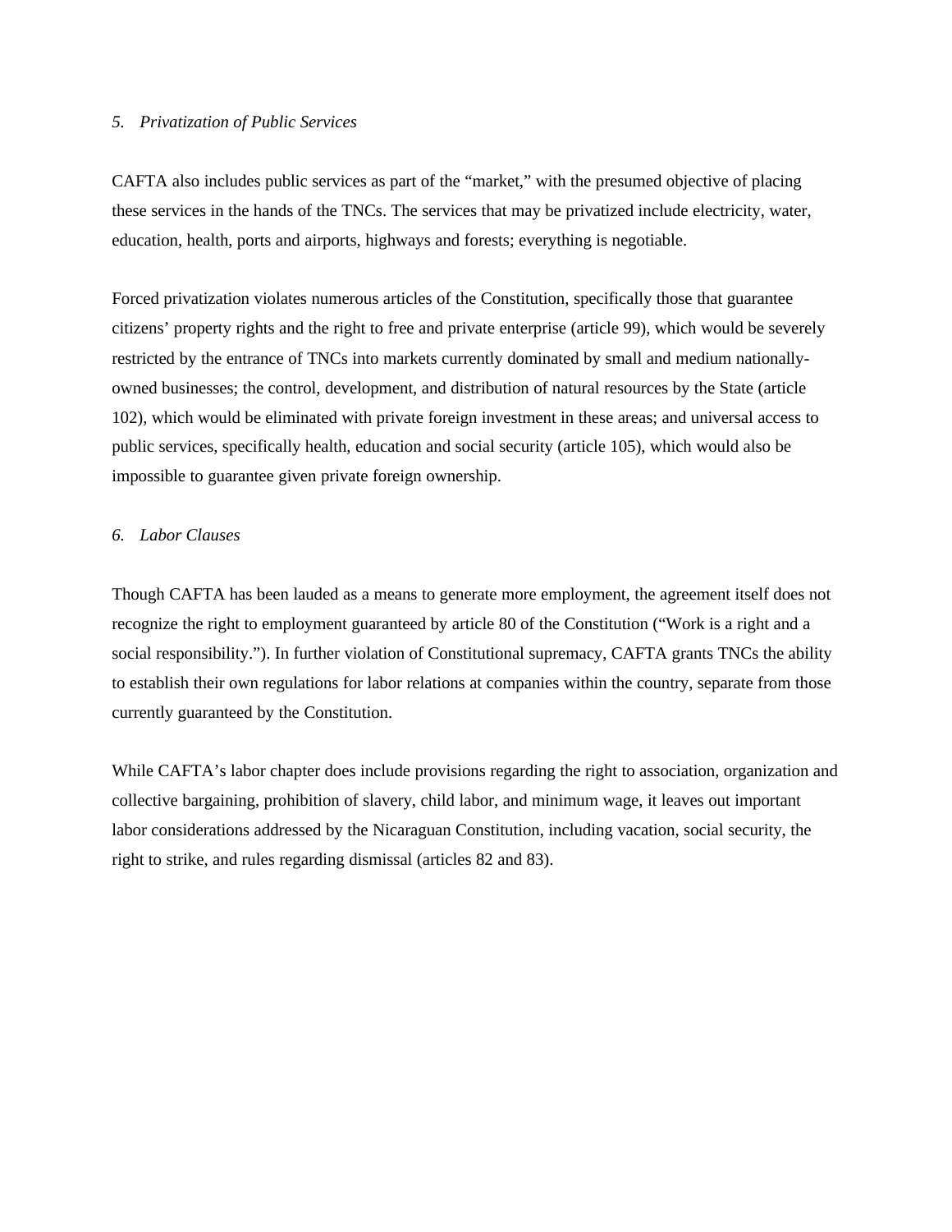*5. Privatization of Public Services*

CAFTA also includes public services as part of the "market," with the presumed objective of placing these services in the hands of the TNCs. The services that may be privatized include electricity, water, education, health, ports and airports, highways and forests; everything is negotiable.

Forced privatization violates numerous articles of the Constitution, specifically those that guarantee citizens' property rights and the right to free and private enterprise (article 99), which would be severely restricted by the entrance of TNCs into markets currently dominated by small and medium nationally-owned businesses; the control, development, and distribution of natural resources by the State (article 102), which would be eliminated with private foreign investment in these areas; and universal access to public services, specifically health, education and social security (article 105), which would also be impossible to guarantee given private foreign ownership.

*6. Labor Clauses*

Though CAFTA has been lauded as a means to generate more employment, the agreement itself does not recognize the right to employment guaranteed by article 80 of the Constitution ("Work is a right and a social responsibility."). In further violation of Constitutional supremacy, CAFTA grants TNCs the ability to establish their own regulations for labor relations at companies within the country, separate from those currently guaranteed by the Constitution.

While CAFTA's labor chapter does include provisions regarding the right to association, organization and collective bargaining, prohibition of slavery, child labor, and minimum wage, it leaves out important labor considerations addressed by the Nicaraguan Constitution, including vacation, social security, the right to strike, and rules regarding dismissal (articles 82 and 83).